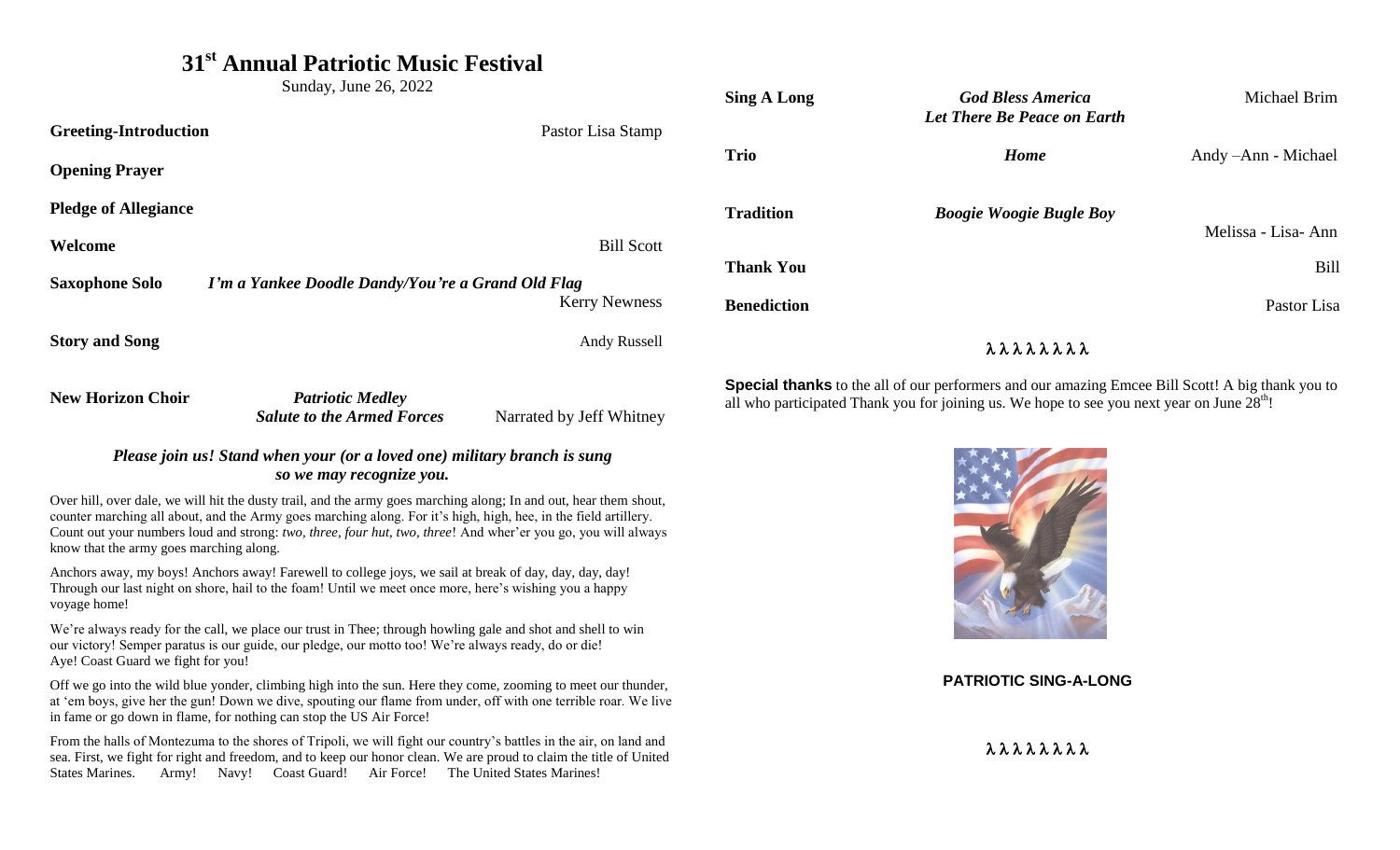# 31st Annual Patriotic Music Festival

Sunday, June 26, 2022

**Greeting-Introduction** Pastor Lisa Stamp

**Opening Prayer**

**Pledge of Allegiance**

**Welcome** Bill Scott

**Saxophone Solo** ***I'm a Yankee Doodle Dandy/You're a Grand Old Flag*** Kerry Newness

**Story and Song** Andy Russell

**New Horizon Choir** ***Patriotic Medley*** ***Salute to the Armed Forces*** Narrated by Jeff Whitney

***Please join us! Stand when your (or a loved one) military branch is sung so we may recognize you.***

Over hill, over dale, we will hit the dusty trail, and the army goes marching along; In and out, hear them shout, counter marching all about, and the Army goes marching along. For it's high, high, hee, in the field artillery. Count out your numbers loud and strong: *two, three, four hut, two, three*! And wher'er you go, you will always know that the army goes marching along.

Anchors away, my boys! Anchors away! Farewell to college joys, we sail at break of day, day, day, day! Through our last night on shore, hail to the foam! Until we meet once more, here's wishing you a happy voyage home!

We're always ready for the call, we place our trust in Thee; through howling gale and shot and shell to win our victory! Semper paratus is our guide, our pledge, our motto too! We're always ready, do or die! Aye! Coast Guard we fight for you!

Off we go into the wild blue yonder, climbing high into the sun. Here they come, zooming to meet our thunder, at 'em boys, give her the gun! Down we dive, spouting our flame from under, off with one terrible roar. We live in fame or go down in flame, for nothing can stop the US Air Force!

From the halls of Montezuma to the shores of Tripoli, we will fight our country's battles in the air, on land and sea. First, we fight for right and freedom, and to keep our honor clean. We are proud to claim the title of United States Marines. Army! Navy! Coast Guard! Air Force! The United States Marines!

**Sing A Long** ***God Bless America*** ***Let There Be Peace on Earth*** Michael Brim

**Trio** ***Home*** Andy –Ann - Michael

**Tradition** ***Boogie Woogie Bugle Boy*** Melissa - Lisa- Ann

**Thank You** Bill

**Benediction** Pastor Lisa

λλλλλλλλ

**Special thanks** to the all of our performers and our amazing Emcee Bill Scott! A big thank you to all who participated Thank you for joining us. We hope to see you next year on June 28th!

**PATRIOTIC SING-A-LONG**

λλλλλλλλ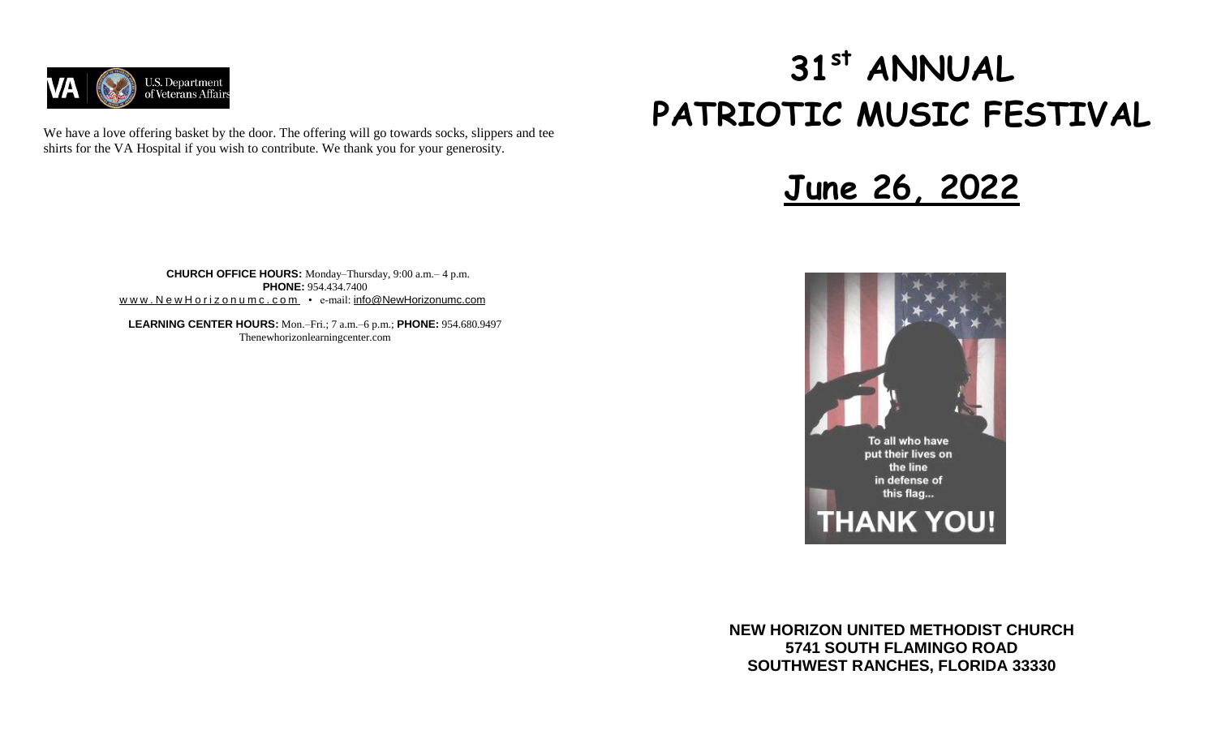We have a love offering basket by the door. The offering will go towards socks, slippers and tee shirts for the VA Hospital if you wish to contribute. We thank you for your generosity.

**CHURCH OFFICE HOURS:** Monday–Thursday, 9:00 a.m.– 4 p.m.
**PHONE:** 954.434.7400
www.NewHorizonumc.com • e-mail: info@NewHorizonumc.com

**LEARNING CENTER HOURS:** Mon.–Fri.; 7 a.m.–6 p.m.; **PHONE:** 954.680.9497
Thenewhorizonlearningcenter.com

# 31st ANNUAL PATRIOTIC MUSIC FESTIVAL

## June 26, 2022

**NEW HORIZON UNITED METHODIST CHURCH**
**5741 SOUTH FLAMINGO ROAD**
**SOUTHWEST RANCHES, FLORIDA 33330**